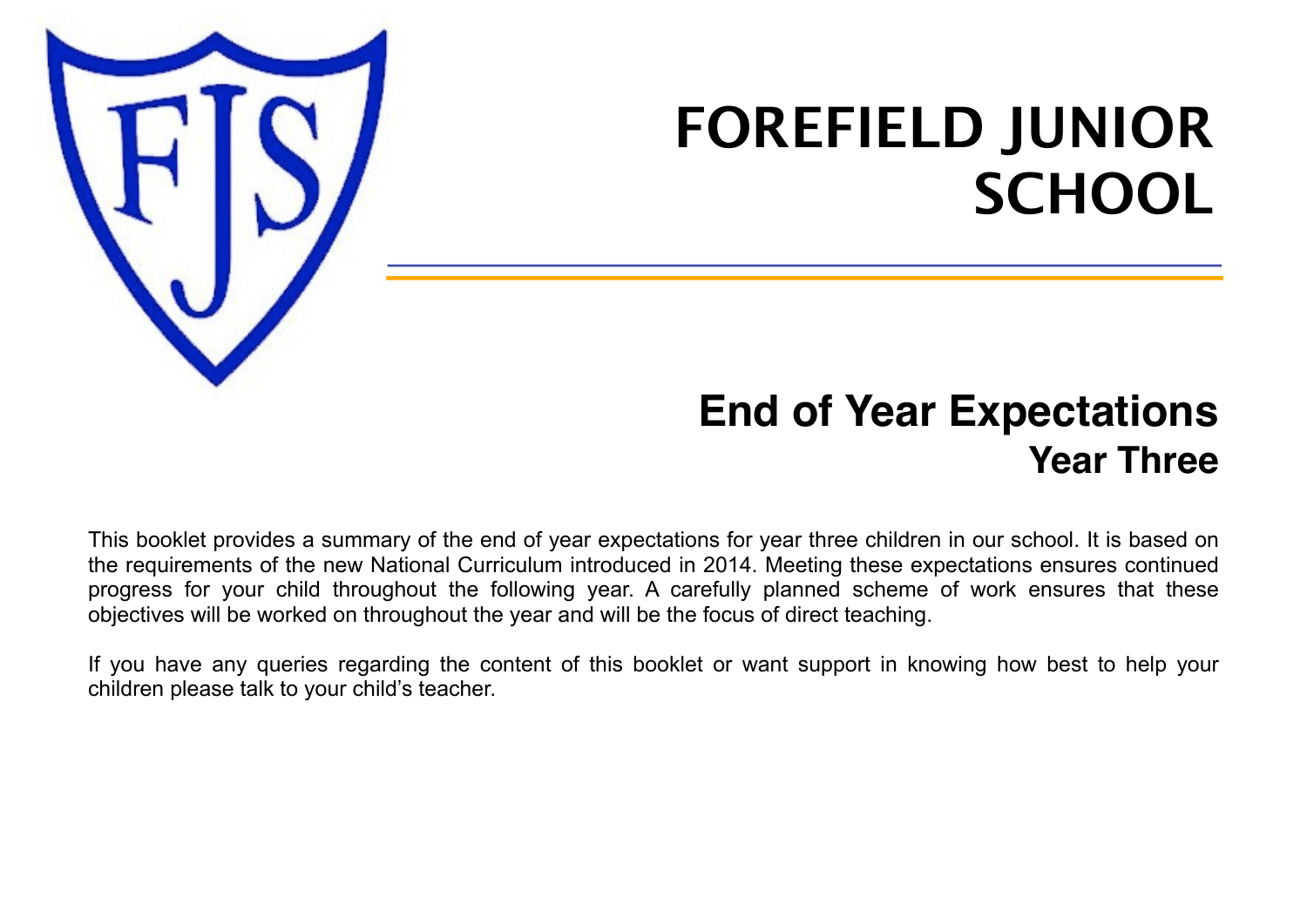# FOREFIELD JUNIOR SCHOOL

## End of Year Expectations

### Year Three

This booklet provides a summary of the end of year expectations for year three children in our school. It is based on the requirements of the new National Curriculum introduced in 2014. Meeting these expectations ensures continued progress for your child throughout the following year. A carefully planned scheme of work ensures that these objectives will be worked on throughout the year and will be the focus of direct teaching.

If you have any queries regarding the content of this booklet or want support in knowing how best to help your children please talk to your child's teacher.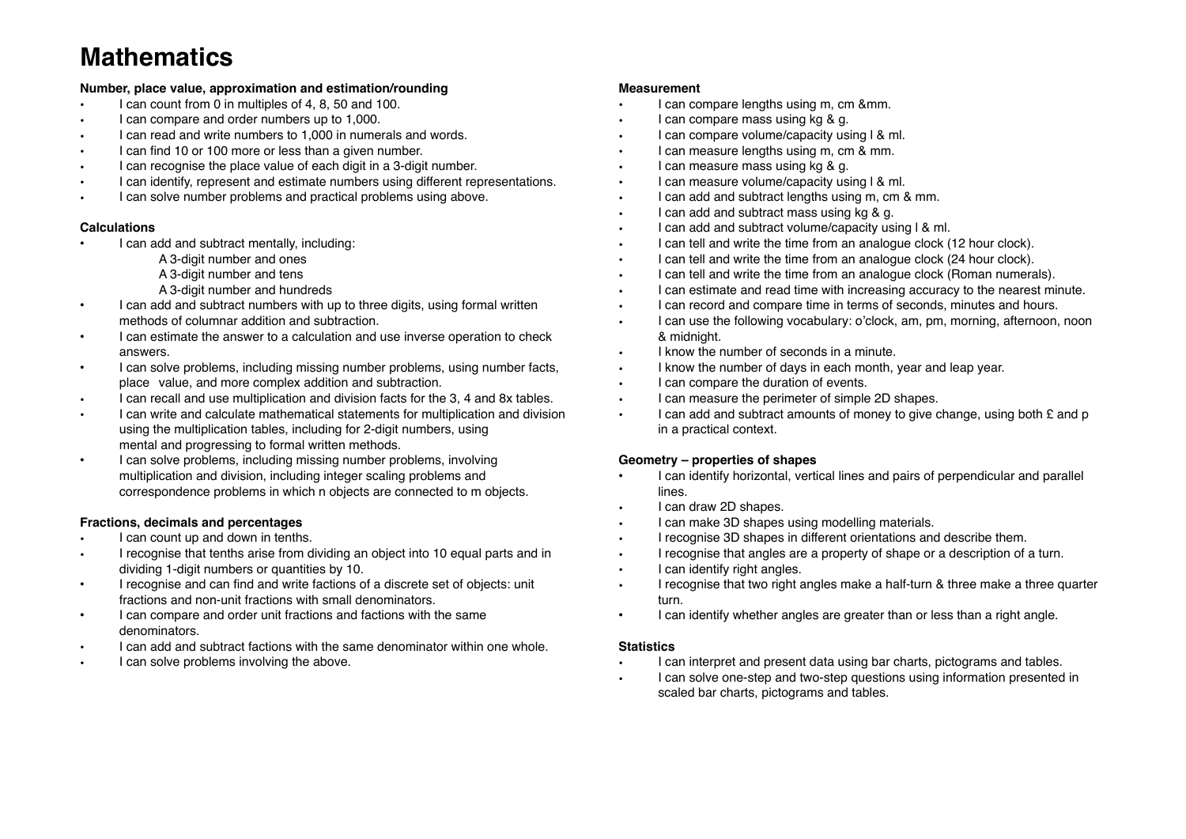# Mathematics

**Number, place value, approximation and estimation/rounding**

- I can count from 0 in multiples of 4, 8, 50 and 100.
- I can compare and order numbers up to 1,000.
- I can read and write numbers to 1,000 in numerals and words.
- I can find 10 or 100 more or less than a given number.
- I can recognise the place value of each digit in a 3-digit number.
- I can identify, represent and estimate numbers using different representations.
- I can solve number problems and practical problems using above.

**Calculations**

- I can add and subtract mentally, including:
  - A 3-digit number and ones
  - A 3-digit number and tens
  - A 3-digit number and hundreds
- I can add and subtract numbers with up to three digits, using formal written methods of columnar addition and subtraction.
- I can estimate the answer to a calculation and use inverse operation to check answers.
- I can solve problems, including missing number problems, using number facts, place value, and more complex addition and subtraction.
- I can recall and use multiplication and division facts for the 3, 4 and 8x tables.
- I can write and calculate mathematical statements for multiplication and division using the multiplication tables, including for 2-digit numbers, using mental and progressing to formal written methods.
- I can solve problems, including missing number problems, involving multiplication and division, including integer scaling problems and correspondence problems in which n objects are connected to m objects.

**Fractions, decimals and percentages**

- I can count up and down in tenths.
- I recognise that tenths arise from dividing an object into 10 equal parts and in dividing 1-digit numbers or quantities by 10.
- I recognise and can find and write factions of a discrete set of objects: unit fractions and non-unit fractions with small denominators.
- I can compare and order unit fractions and factions with the same denominators.
- I can add and subtract factions with the same denominator within one whole.
- I can solve problems involving the above.

**Measurement**

- I can compare lengths using m, cm &mm.
- I can compare mass using kg & g.
- I can compare volume/capacity using l & ml.
- I can measure lengths using m, cm & mm.
- I can measure mass using kg & g.
- I can measure volume/capacity using l & ml.
- I can add and subtract lengths using m, cm & mm.
- I can add and subtract mass using kg & g.
- I can add and subtract volume/capacity using l & ml.
- I can tell and write the time from an analogue clock (12 hour clock).
- I can tell and write the time from an analogue clock (24 hour clock).
- I can tell and write the time from an analogue clock (Roman numerals).
- I can estimate and read time with increasing accuracy to the nearest minute.
- I can record and compare time in terms of seconds, minutes and hours.
- I can use the following vocabulary: o'clock, am, pm, morning, afternoon, noon & midnight.
- I know the number of seconds in a minute.
- I know the number of days in each month, year and leap year.
- I can compare the duration of events.
- I can measure the perimeter of simple 2D shapes.
- I can add and subtract amounts of money to give change, using both £ and p in a practical context.

**Geometry – properties of shapes**

- I can identify horizontal, vertical lines and pairs of perpendicular and parallel lines.
- I can draw 2D shapes.
- I can make 3D shapes using modelling materials.
- I recognise 3D shapes in different orientations and describe them.
- I recognise that angles are a property of shape or a description of a turn.
- I can identify right angles.
- I recognise that two right angles make a half-turn & three make a three quarter turn.
- I can identify whether angles are greater than or less than a right angle.

**Statistics**

- I can interpret and present data using bar charts, pictograms and tables.
- I can solve one-step and two-step questions using information presented in scaled bar charts, pictograms and tables.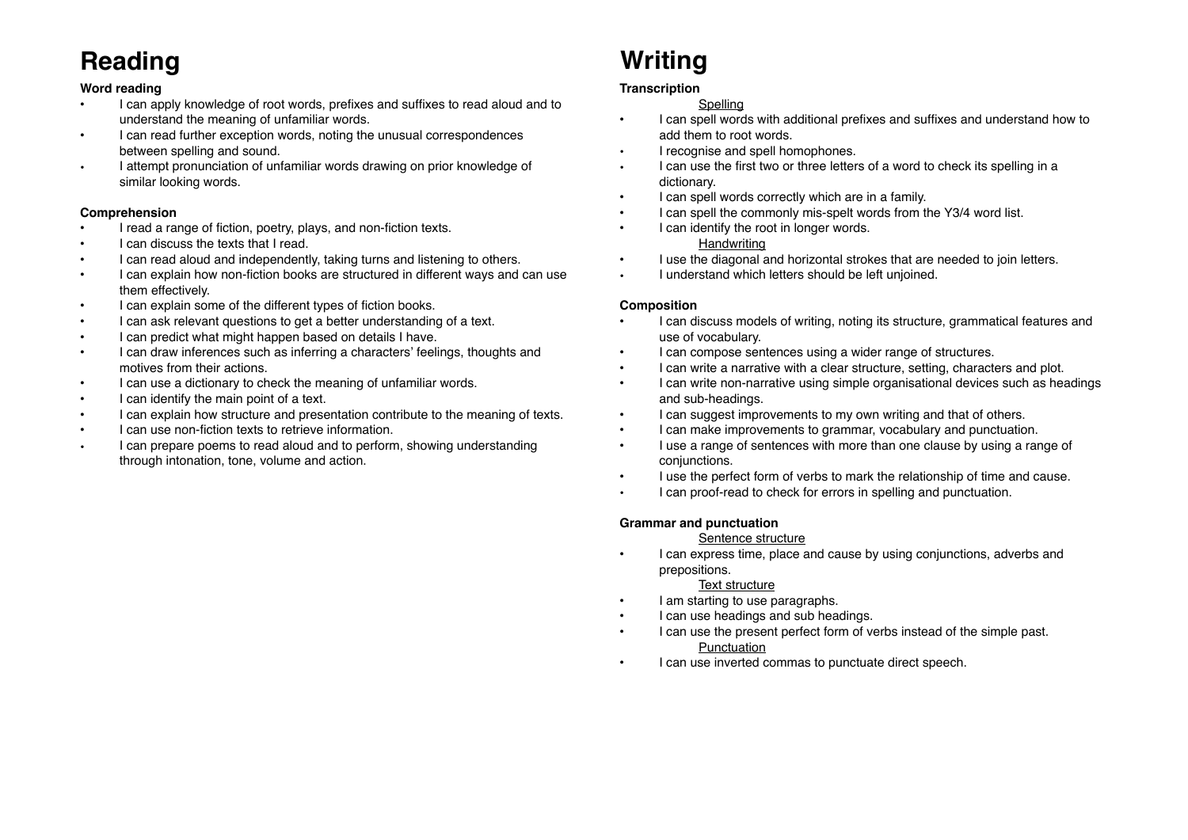# Reading

**Word reading**

- I can apply knowledge of root words, prefixes and suffixes to read aloud and to understand the meaning of unfamiliar words.
- I can read further exception words, noting the unusual correspondences between spelling and sound.
- I attempt pronunciation of unfamiliar words drawing on prior knowledge of similar looking words.

**Comprehension**

- I read a range of fiction, poetry, plays, and non-fiction texts.
- I can discuss the texts that I read.
- I can read aloud and independently, taking turns and listening to others.
- I can explain how non-fiction books are structured in different ways and can use them effectively.
- I can explain some of the different types of fiction books.
- I can ask relevant questions to get a better understanding of a text.
- I can predict what might happen based on details I have.
- I can draw inferences such as inferring a characters' feelings, thoughts and motives from their actions.
- I can use a dictionary to check the meaning of unfamiliar words.
- I can identify the main point of a text.
- I can explain how structure and presentation contribute to the meaning of texts.
- I can use non-fiction texts to retrieve information.
- I can prepare poems to read aloud and to perform, showing understanding through intonation, tone, volume and action.

# Writing

**Transcription**

Spelling

- I can spell words with additional prefixes and suffixes and understand how to add them to root words.
- I recognise and spell homophones.
- I can use the first two or three letters of a word to check its spelling in a dictionary.
- I can spell words correctly which are in a family.
- I can spell the commonly mis-spelt words from the Y3/4 word list.
- I can identify the root in longer words.

Handwriting

- I use the diagonal and horizontal strokes that are needed to join letters.
- I understand which letters should be left unjoined.

**Composition**

- I can discuss models of writing, noting its structure, grammatical features and use of vocabulary.
- I can compose sentences using a wider range of structures.
- I can write a narrative with a clear structure, setting, characters and plot.
- I can write non-narrative using simple organisational devices such as headings and sub-headings.
- I can suggest improvements to my own writing and that of others.
- I can make improvements to grammar, vocabulary and punctuation.
- I use a range of sentences with more than one clause by using a range of conjunctions.
- I use the perfect form of verbs to mark the relationship of time and cause.
- I can proof-read to check for errors in spelling and punctuation.

**Grammar and punctuation**

Sentence structure

- I can express time, place and cause by using conjunctions, adverbs and prepositions.

Text structure

- I am starting to use paragraphs.
- I can use headings and sub headings.
- I can use the present perfect form of verbs instead of the simple past.

Punctuation

- I can use inverted commas to punctuate direct speech.